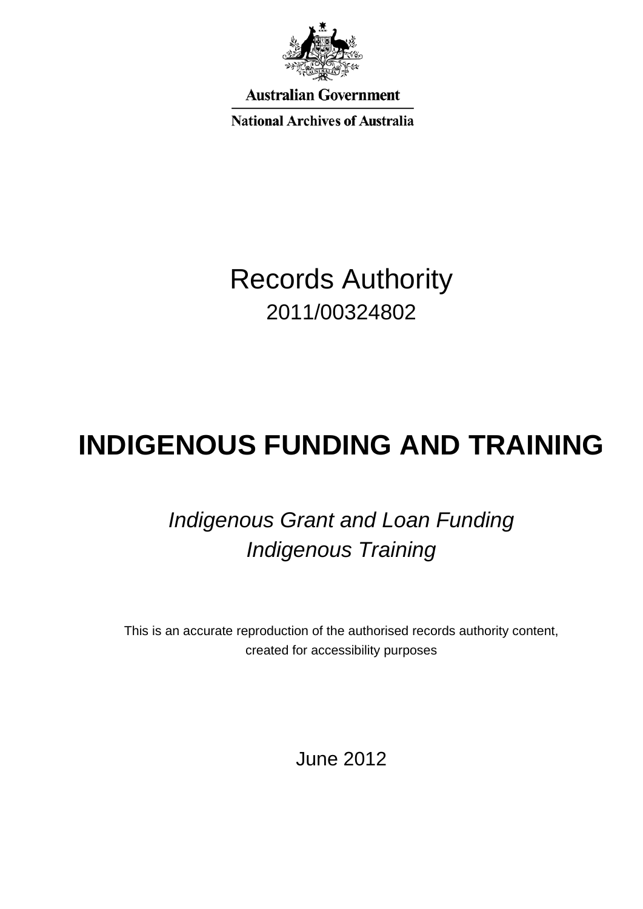Australian Government

National Archives of Australia

# Records Authority

2011/00324802

# INDIGENOUS FUNDING AND TRAINING

*Indigenous Grant and Loan Funding*
*Indigenous Training*

This is an accurate reproduction of the authorised records authority content, created for accessibility purposes

June 2012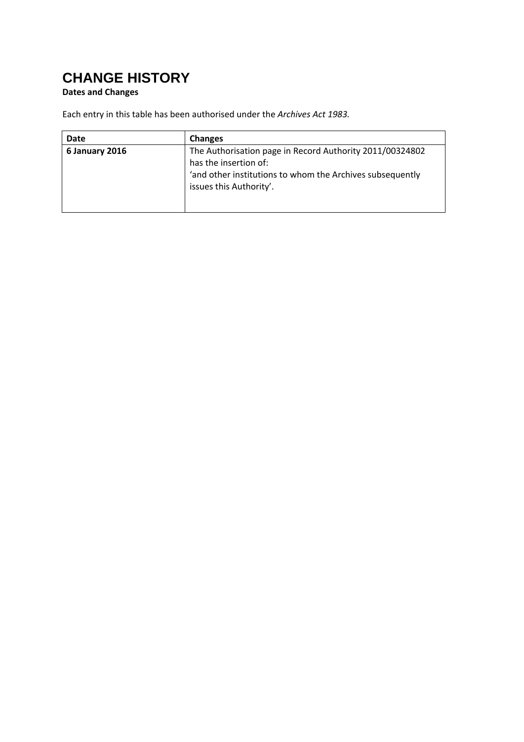# CHANGE HISTORY

**Dates and Changes**

Each entry in this table has been authorised under the *Archives Act 1983*.

| Date | Changes |
| --- | --- |
| **6 January 2016** | The Authorisation page in Record Authority 2011/00324802 has the insertion of: 'and other institutions to whom the Archives subsequently issues this Authority'. |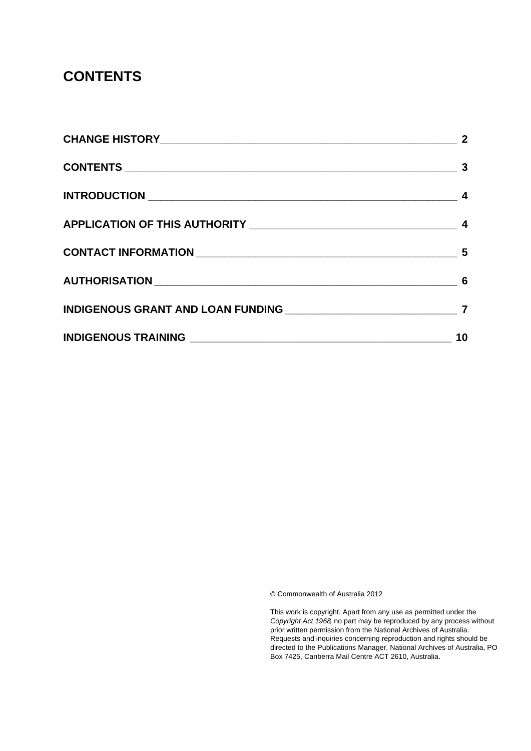# CONTENTS

| | |
|---|---|
| **CHANGE HISTORY** | **2** |
| **CONTENTS** | **3** |
| **INTRODUCTION** | **4** |
| **APPLICATION OF THIS AUTHORITY** | **4** |
| **CONTACT INFORMATION** | **5** |
| **AUTHORISATION** | **6** |
| **INDIGENOUS GRANT AND LOAN FUNDING** | **7** |
| **INDIGENOUS TRAINING** | **10** |

© Commonwealth of Australia 2012

This work is copyright. Apart from any use as permitted under the *Copyright Act 1968*, no part may be reproduced by any process without prior written permission from the National Archives of Australia. Requests and inquiries concerning reproduction and rights should be directed to the Publications Manager, National Archives of Australia, PO Box 7425, Canberra Mail Centre ACT 2610, Australia.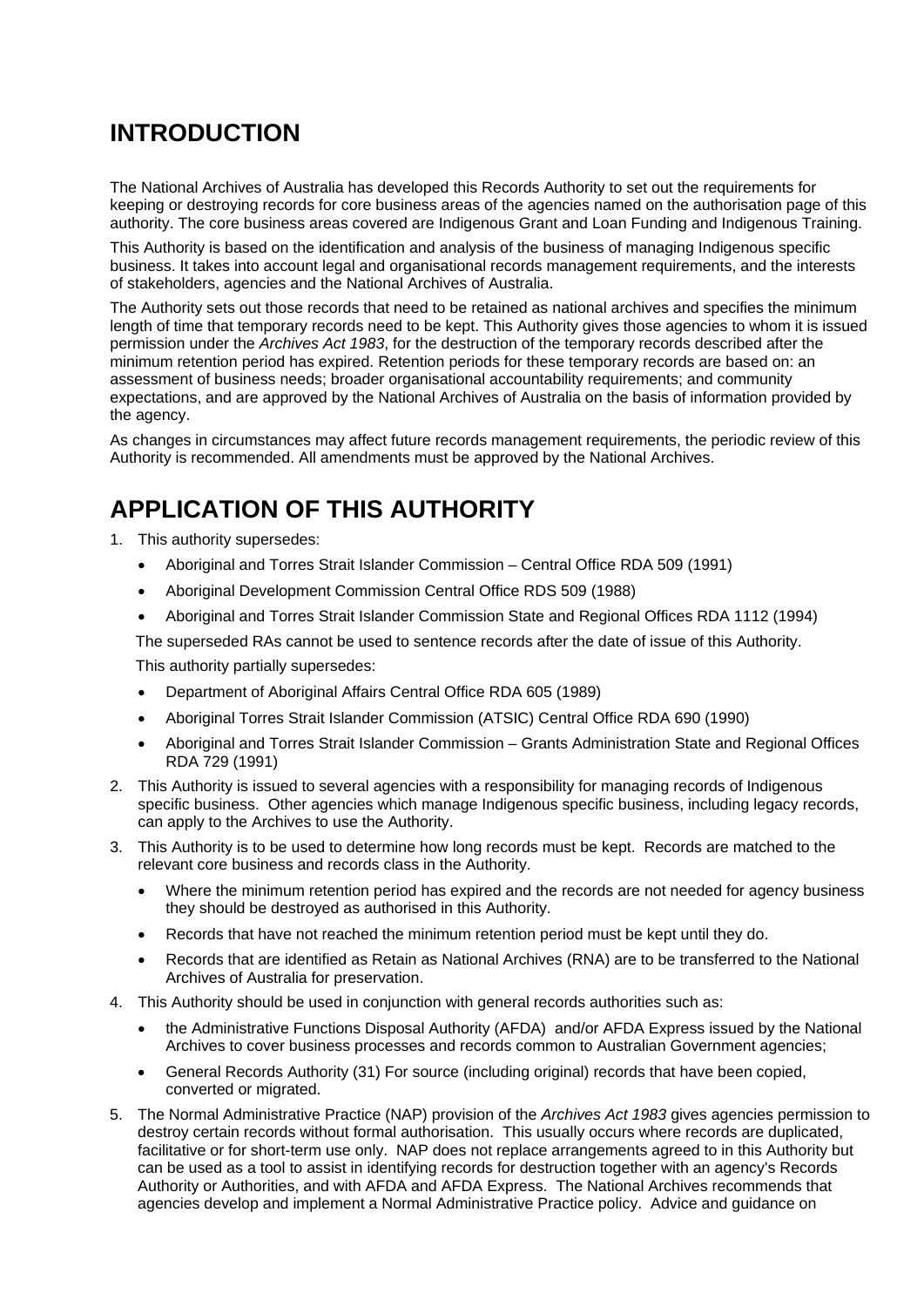# INTRODUCTION

The National Archives of Australia has developed this Records Authority to set out the requirements for keeping or destroying records for core business areas of the agencies named on the authorisation page of this authority. The core business areas covered are Indigenous Grant and Loan Funding and Indigenous Training.

This Authority is based on the identification and analysis of the business of managing Indigenous specific business. It takes into account legal and organisational records management requirements, and the interests of stakeholders, agencies and the National Archives of Australia.

The Authority sets out those records that need to be retained as national archives and specifies the minimum length of time that temporary records need to be kept. This Authority gives those agencies to whom it is issued permission under the *Archives Act 1983*, for the destruction of the temporary records described after the minimum retention period has expired. Retention periods for these temporary records are based on: an assessment of business needs; broader organisational accountability requirements; and community expectations, and are approved by the National Archives of Australia on the basis of information provided by the agency.

As changes in circumstances may affect future records management requirements, the periodic review of this Authority is recommended. All amendments must be approved by the National Archives.

# APPLICATION OF THIS AUTHORITY

1. This authority supersedes:
    - Aboriginal and Torres Strait Islander Commission – Central Office RDA 509 (1991)
    - Aboriginal Development Commission Central Office RDS 509 (1988)
    - Aboriginal and Torres Strait Islander Commission State and Regional Offices RDA 1112 (1994)

   The superseded RAs cannot be used to sentence records after the date of issue of this Authority.

   This authority partially supersedes:
    - Department of Aboriginal Affairs Central Office RDA 605 (1989)
    - Aboriginal Torres Strait Islander Commission (ATSIC) Central Office RDA 690 (1990)
    - Aboriginal and Torres Strait Islander Commission – Grants Administration State and Regional Offices RDA 729 (1991)
2. This Authority is issued to several agencies with a responsibility for managing records of Indigenous specific business. Other agencies which manage Indigenous specific business, including legacy records, can apply to the Archives to use the Authority.
3. This Authority is to be used to determine how long records must be kept. Records are matched to the relevant core business and records class in the Authority.
    - Where the minimum retention period has expired and the records are not needed for agency business they should be destroyed as authorised in this Authority.
    - Records that have not reached the minimum retention period must be kept until they do.
    - Records that are identified as Retain as National Archives (RNA) are to be transferred to the National Archives of Australia for preservation.
4. This Authority should be used in conjunction with general records authorities such as:
    - the Administrative Functions Disposal Authority (AFDA) and/or AFDA Express issued by the National Archives to cover business processes and records common to Australian Government agencies;
    - General Records Authority (31) For source (including original) records that have been copied, converted or migrated.
5. The Normal Administrative Practice (NAP) provision of the *Archives Act 1983* gives agencies permission to destroy certain records without formal authorisation. This usually occurs where records are duplicated, facilitative or for short-term use only. NAP does not replace arrangements agreed to in this Authority but can be used as a tool to assist in identifying records for destruction together with an agency's Records Authority or Authorities, and with AFDA and AFDA Express. The National Archives recommends that agencies develop and implement a Normal Administrative Practice policy. Advice and guidance on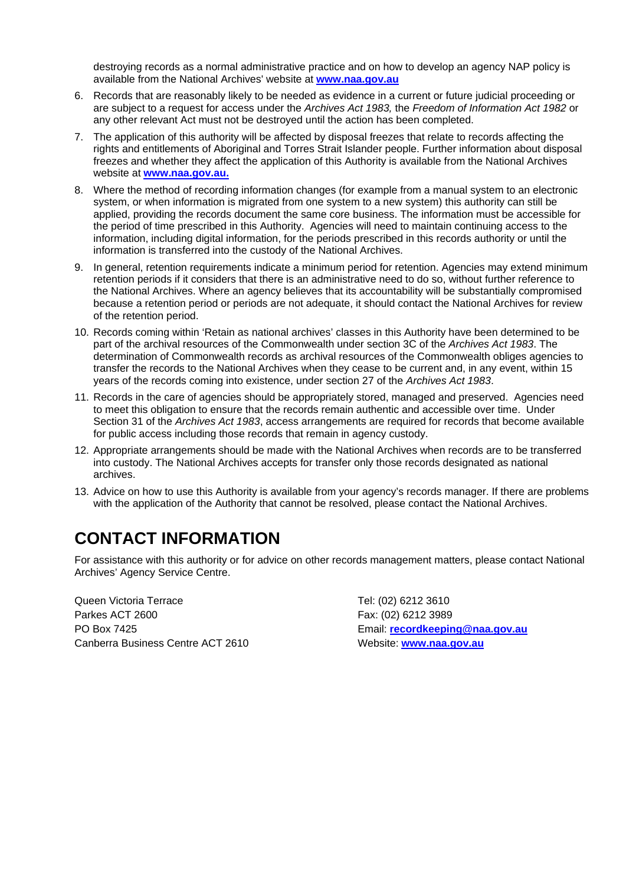destroying records as a normal administrative practice and on how to develop an agency NAP policy is available from the National Archives' website at **www.naa.gov.au**

6. Records that are reasonably likely to be needed as evidence in a current or future judicial proceeding or are subject to a request for access under the *Archives Act 1983,* the *Freedom of Information Act 1982* or any other relevant Act must not be destroyed until the action has been completed.
7. The application of this authority will be affected by disposal freezes that relate to records affecting the rights and entitlements of Aboriginal and Torres Strait Islander people. Further information about disposal freezes and whether they affect the application of this Authority is available from the National Archives website at **www.naa.gov.au.**
8. Where the method of recording information changes (for example from a manual system to an electronic system, or when information is migrated from one system to a new system) this authority can still be applied, providing the records document the same core business. The information must be accessible for the period of time prescribed in this Authority. Agencies will need to maintain continuing access to the information, including digital information, for the periods prescribed in this records authority or until the information is transferred into the custody of the National Archives.
9. In general, retention requirements indicate a minimum period for retention. Agencies may extend minimum retention periods if it considers that there is an administrative need to do so, without further reference to the National Archives. Where an agency believes that its accountability will be substantially compromised because a retention period or periods are not adequate, it should contact the National Archives for review of the retention period.
10. Records coming within 'Retain as national archives' classes in this Authority have been determined to be part of the archival resources of the Commonwealth under section 3C of the *Archives Act 1983*. The determination of Commonwealth records as archival resources of the Commonwealth obliges agencies to transfer the records to the National Archives when they cease to be current and, in any event, within 15 years of the records coming into existence, under section 27 of the *Archives Act 1983*.
11. Records in the care of agencies should be appropriately stored, managed and preserved. Agencies need to meet this obligation to ensure that the records remain authentic and accessible over time. Under Section 31 of the *Archives Act 1983*, access arrangements are required for records that become available for public access including those records that remain in agency custody.
12. Appropriate arrangements should be made with the National Archives when records are to be transferred into custody. The National Archives accepts for transfer only those records designated as national archives.
13. Advice on how to use this Authority is available from your agency's records manager. If there are problems with the application of the Authority that cannot be resolved, please contact the National Archives.

# CONTACT INFORMATION

For assistance with this authority or for advice on other records management matters, please contact National Archives' Agency Service Centre.

Queen Victoria Terrace
Parkes ACT 2600
PO Box 7425
Canberra Business Centre ACT 2610

Tel: (02) 6212 3610
Fax: (02) 6212 3989
Email: **recordkeeping@naa.gov.au**
Website: **www.naa.gov.au**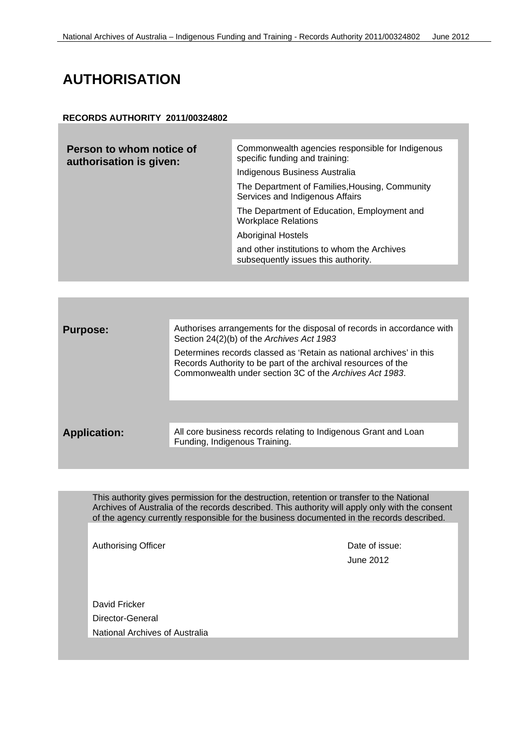# AUTHORISATION

**RECORDS AUTHORITY 2011/00324802**

| **Person to whom notice of authorisation is given:** | Commonwealth agencies responsible for Indigenous specific funding and training:<br>Indigenous Business Australia<br>The Department of Families,Housing, Community Services and Indigenous Affairs<br>The Department of Education, Employment and Workplace Relations<br>Aboriginal Hostels<br>and other institutions to whom the Archives subsequently issues this authority. |
|---|---|

| **Purpose:** | Authorises arrangements for the disposal of records in accordance with Section 24(2)(b) of the *Archives Act 1983*<br>Determines records classed as 'Retain as national archives' in this Records Authority to be part of the archival resources of the Commonwealth under section 3C of the *Archives Act 1983*. |
|---|---|
| **Application:** | All core business records relating to Indigenous Grant and Loan Funding, Indigenous Training. |

This authority gives permission for the destruction, retention or transfer to the National Archives of Australia of the records described. This authority will apply only with the consent of the agency currently responsible for the business documented in the records described.

| Authorising Officer | Date of issue: |
|---|---|
| | June 2012 |
| David Fricker<br>Director-General<br>National Archives of Australia | |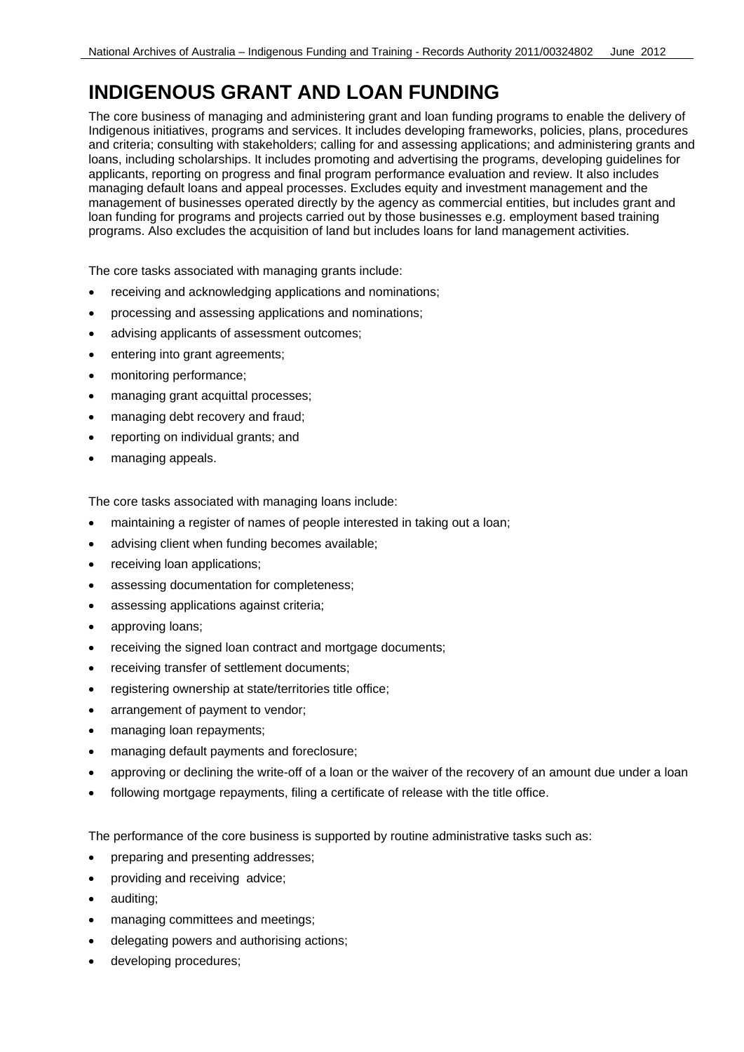# INDIGENOUS GRANT AND LOAN FUNDING

The core business of managing and administering grant and loan funding programs to enable the delivery of Indigenous initiatives, programs and services. It includes developing frameworks, policies, plans, procedures and criteria; consulting with stakeholders; calling for and assessing applications; and administering grants and loans, including scholarships. It includes promoting and advertising the programs, developing guidelines for applicants, reporting on progress and final program performance evaluation and review. It also includes managing default loans and appeal processes. Excludes equity and investment management and the management of businesses operated directly by the agency as commercial entities, but includes grant and loan funding for programs and projects carried out by those businesses e.g. employment based training programs. Also excludes the acquisition of land but includes loans for land management activities.

The core tasks associated with managing grants include:

- receiving and acknowledging applications and nominations;
- processing and assessing applications and nominations;
- advising applicants of assessment outcomes;
- entering into grant agreements;
- monitoring performance;
- managing grant acquittal processes;
- managing debt recovery and fraud;
- reporting on individual grants; and
- managing appeals.

The core tasks associated with managing loans include:

- maintaining a register of names of people interested in taking out a loan;
- advising client when funding becomes available;
- receiving loan applications;
- assessing documentation for completeness;
- assessing applications against criteria;
- approving loans;
- receiving the signed loan contract and mortgage documents;
- receiving transfer of settlement documents;
- registering ownership at state/territories title office;
- arrangement of payment to vendor;
- managing loan repayments;
- managing default payments and foreclosure;
- approving or declining the write-off of a loan or the waiver of the recovery of an amount due under a loan
- following mortgage repayments, filing a certificate of release with the title office.

The performance of the core business is supported by routine administrative tasks such as:

- preparing and presenting addresses;
- providing and receiving advice;
- auditing;
- managing committees and meetings;
- delegating powers and authorising actions;
- developing procedures;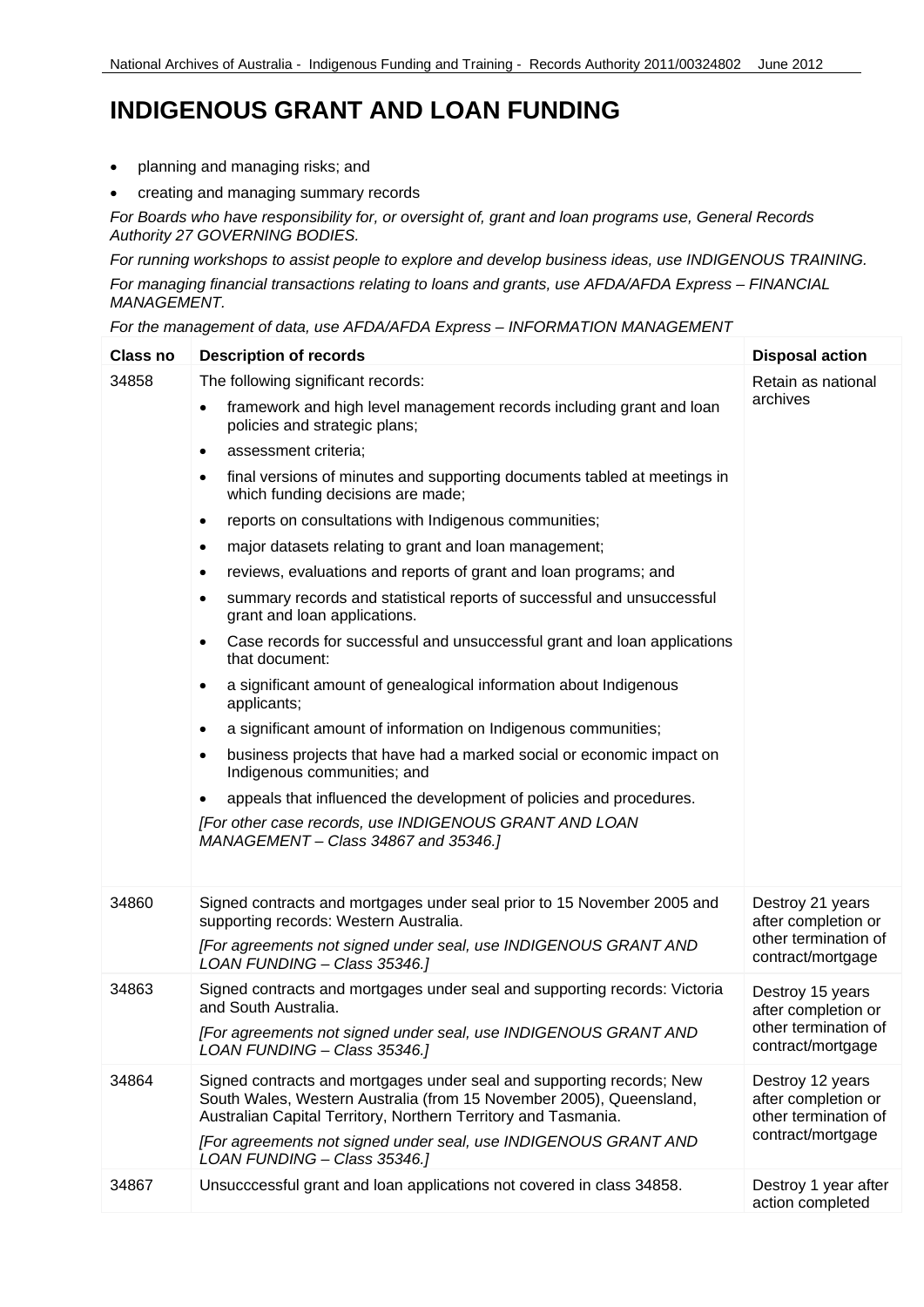# INDIGENOUS GRANT AND LOAN FUNDING

- planning and managing risks; and
- creating and managing summary records

*For Boards who have responsibility for, or oversight of, grant and loan programs use, General Records Authority 27 GOVERNING BODIES.*

*For running workshops to assist people to explore and develop business ideas, use INDIGENOUS TRAINING.*

*For managing financial transactions relating to loans and grants, use AFDA/AFDA Express – FINANCIAL MANAGEMENT.*

*For the management of data, use AFDA/AFDA Express – INFORMATION MANAGEMENT*

| Class no | Description of records | Disposal action |
|---|---|---|
| 34858 | The following significant records:<br>• framework and high level management records including grant and loan policies and strategic plans;<br>• assessment criteria;<br>• final versions of minutes and supporting documents tabled at meetings in which funding decisions are made;<br>• reports on consultations with Indigenous communities;<br>• major datasets relating to grant and loan management;<br>• reviews, evaluations and reports of grant and loan programs; and<br>• summary records and statistical reports of successful and unsuccessful grant and loan applications.<br>• Case records for successful and unsuccessful grant and loan applications that document:<br>• a significant amount of genealogical information about Indigenous applicants;<br>• a significant amount of information on Indigenous communities;<br>• business projects that have had a marked social or economic impact on Indigenous communities; and<br>• appeals that influenced the development of policies and procedures.<br>*[For other case records, use INDIGENOUS GRANT AND LOAN MANAGEMENT – Class 34867 and 35346.]* | Retain as national archives |
| 34860 | Signed contracts and mortgages under seal prior to 15 November 2005 and supporting records: Western Australia.<br>*[For agreements not signed under seal, use INDIGENOUS GRANT AND LOAN FUNDING – Class 35346.]* | Destroy 21 years after completion or other termination of contract/mortgage |
| 34863 | Signed contracts and mortgages under seal and supporting records: Victoria and South Australia.<br>*[For agreements not signed under seal, use INDIGENOUS GRANT AND LOAN FUNDING – Class 35346.]* | Destroy 15 years after completion or other termination of contract/mortgage |
| 34864 | Signed contracts and mortgages under seal and supporting records; New South Wales, Western Australia (from 15 November 2005), Queensland, Australian Capital Territory, Northern Territory and Tasmania.<br>*[For agreements not signed under seal, use INDIGENOUS GRANT AND LOAN FUNDING – Class 35346.]* | Destroy 12 years after completion or other termination of contract/mortgage |
| 34867 | Unsucccessful grant and loan applications not covered in class 34858. | Destroy 1 year after action completed |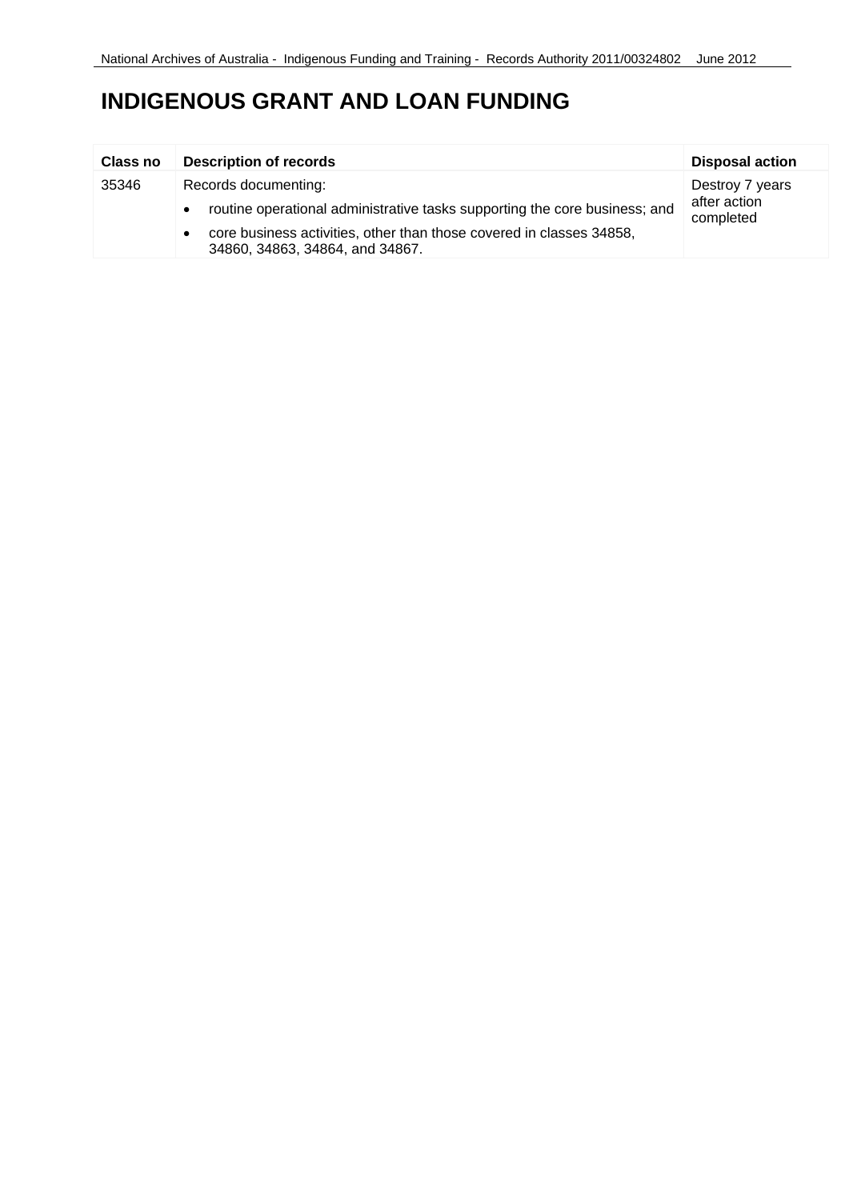# INDIGENOUS GRANT AND LOAN FUNDING

| Class no | Description of records | Disposal action |
|---|---|---|
| 35346 | Records documenting:<br>• routine operational administrative tasks supporting the core business; and<br>• core business activities, other than those covered in classes 34858, 34860, 34863, 34864, and 34867. | Destroy 7 years after action completed |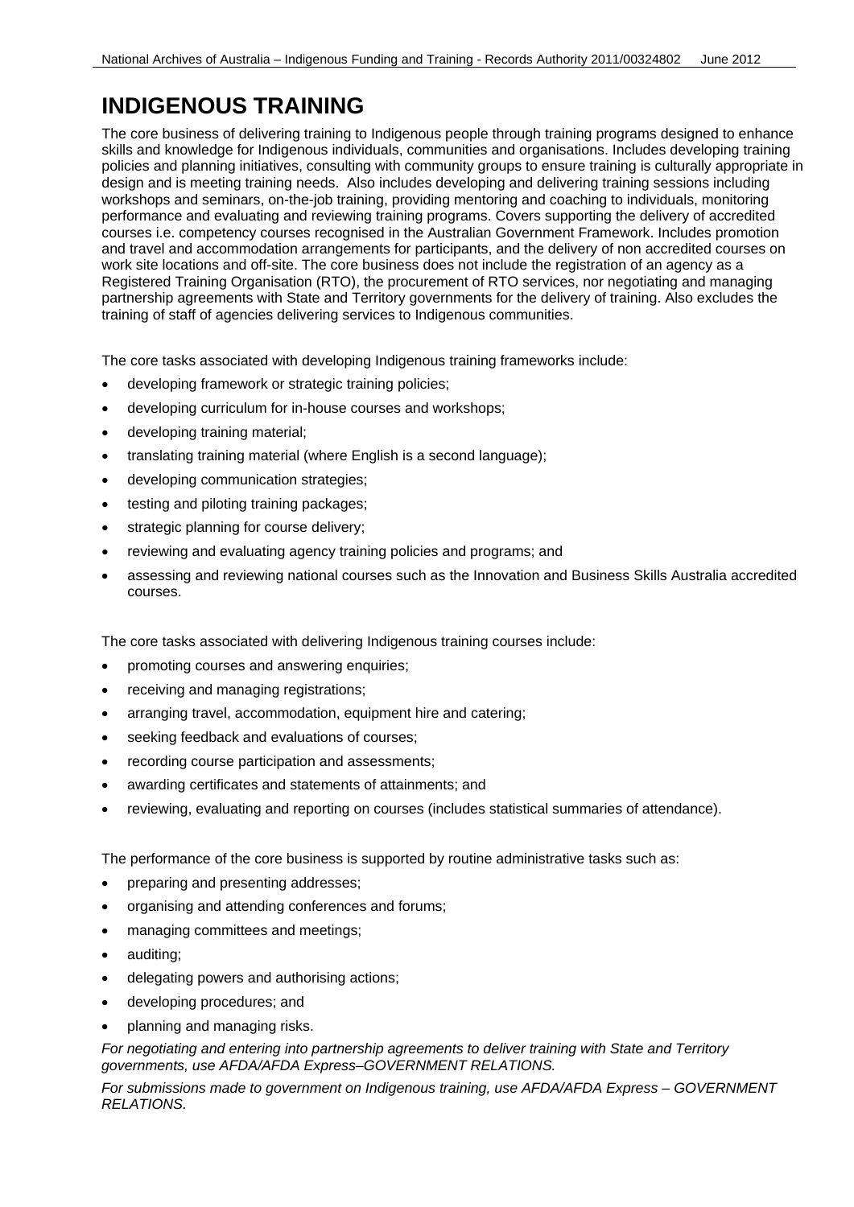# INDIGENOUS TRAINING

The core business of delivering training to Indigenous people through training programs designed to enhance skills and knowledge for Indigenous individuals, communities and organisations. Includes developing training policies and planning initiatives, consulting with community groups to ensure training is culturally appropriate in design and is meeting training needs. Also includes developing and delivering training sessions including workshops and seminars, on-the-job training, providing mentoring and coaching to individuals, monitoring performance and evaluating and reviewing training programs. Covers supporting the delivery of accredited courses i.e. competency courses recognised in the Australian Government Framework. Includes promotion and travel and accommodation arrangements for participants, and the delivery of non accredited courses on work site locations and off-site. The core business does not include the registration of an agency as a Registered Training Organisation (RTO), the procurement of RTO services, nor negotiating and managing partnership agreements with State and Territory governments for the delivery of training. Also excludes the training of staff of agencies delivering services to Indigenous communities.

The core tasks associated with developing Indigenous training frameworks include:

- developing framework or strategic training policies;
- developing curriculum for in-house courses and workshops;
- developing training material;
- translating training material (where English is a second language);
- developing communication strategies;
- testing and piloting training packages;
- strategic planning for course delivery;
- reviewing and evaluating agency training policies and programs; and
- assessing and reviewing national courses such as the Innovation and Business Skills Australia accredited courses.

The core tasks associated with delivering Indigenous training courses include:

- promoting courses and answering enquiries;
- receiving and managing registrations;
- arranging travel, accommodation, equipment hire and catering;
- seeking feedback and evaluations of courses;
- recording course participation and assessments;
- awarding certificates and statements of attainments; and
- reviewing, evaluating and reporting on courses (includes statistical summaries of attendance).

The performance of the core business is supported by routine administrative tasks such as:

- preparing and presenting addresses;
- organising and attending conferences and forums;
- managing committees and meetings;
- auditing;
- delegating powers and authorising actions;
- developing procedures; and
- planning and managing risks.

*For negotiating and entering into partnership agreements to deliver training with State and Territory governments, use AFDA/AFDA Express–GOVERNMENT RELATIONS.*

*For submissions made to government on Indigenous training, use AFDA/AFDA Express – GOVERNMENT RELATIONS.*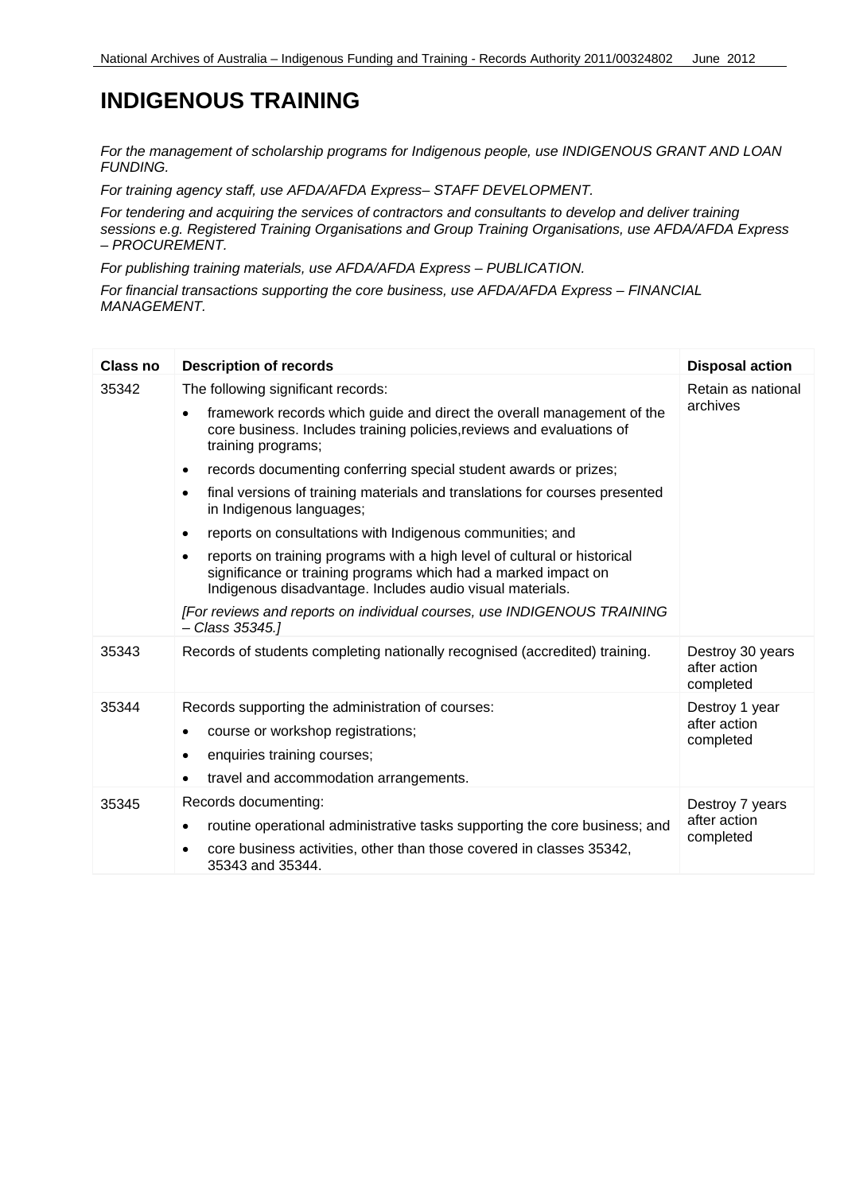# INDIGENOUS TRAINING

*For the management of scholarship programs for Indigenous people, use INDIGENOUS GRANT AND LOAN FUNDING.*

*For training agency staff, use AFDA/AFDA Express– STAFF DEVELOPMENT.*

*For tendering and acquiring the services of contractors and consultants to develop and deliver training sessions e.g. Registered Training Organisations and Group Training Organisations, use AFDA/AFDA Express – PROCUREMENT.*

*For publishing training materials, use AFDA/AFDA Express – PUBLICATION.*

*For financial transactions supporting the core business, use AFDA/AFDA Express – FINANCIAL MANAGEMENT.*

| Class no | Description of records | Disposal action |
| --- | --- | --- |
| 35342 | The following significant records:<br>• framework records which guide and direct the overall management of the core business. Includes training policies,reviews and evaluations of training programs;<br>• records documenting conferring special student awards or prizes;<br>• final versions of training materials and translations for courses presented in Indigenous languages;<br>• reports on consultations with Indigenous communities; and<br>• reports on training programs with a high level of cultural or historical significance or training programs which had a marked impact on Indigenous disadvantage. Includes audio visual materials.<br>*[For reviews and reports on individual courses, use INDIGENOUS TRAINING – Class 35345.]* | Retain as national archives |
| 35343 | Records of students completing nationally recognised (accredited) training. | Destroy 30 years after action completed |
| 35344 | Records supporting the administration of courses:<br>• course or workshop registrations;<br>• enquiries training courses;<br>• travel and accommodation arrangements. | Destroy 1 year after action completed |
| 35345 | Records documenting:<br>• routine operational administrative tasks supporting the core business; and<br>• core business activities, other than those covered in classes 35342, 35343 and 35344. | Destroy 7 years after action completed |